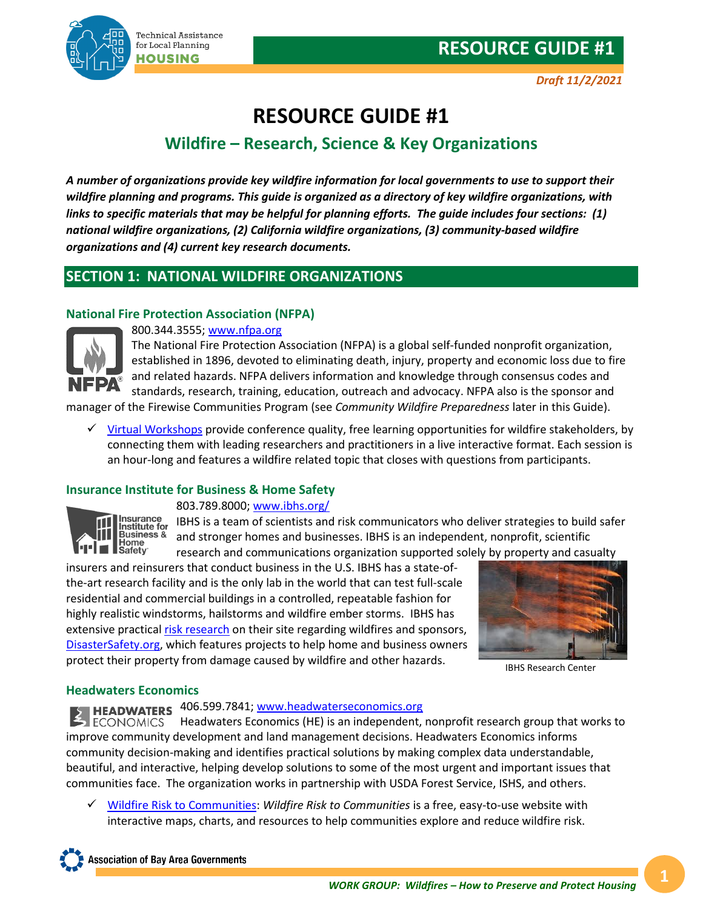# RESOURCE GUIDE #1

*Draft 11/2/2021*

# RESOURCE GUIDE #1

## Wildfire – Research, Science & Key Organizations

***A number of organizations provide key wildfire information for local governments to use to support their wildfire planning and programs. This guide is organized as a directory of key wildfire organizations, with links to specific materials that may be helpful for planning efforts. The guide includes four sections: (1) national wildfire organizations, (2) California wildfire organizations, (3) community-based wildfire organizations and (4) current key research documents.***

## SECTION 1: NATIONAL WILDFIRE ORGANIZATIONS

### National Fire Protection Association (NFPA)

800.344.3555; www.nfpa.org

The National Fire Protection Association (NFPA) is a global self-funded nonprofit organization, established in 1896, devoted to eliminating death, injury, property and economic loss due to fire and related hazards. NFPA delivers information and knowledge through consensus codes and standards, research, training, education, outreach and advocacy. NFPA also is the sponsor and manager of the Firewise Communities Program (see *Community Wildfire Preparedness* later in this Guide).

- ✓ Virtual Workshops provide conference quality, free learning opportunities for wildfire stakeholders, by connecting them with leading researchers and practitioners in a live interactive format. Each session is an hour-long and features a wildfire related topic that closes with questions from participants.

### Insurance Institute for Business & Home Safety

803.789.8000; www.ibhs.org/

IBHS is a team of scientists and risk communicators who deliver strategies to build safer and stronger homes and businesses. IBHS is an independent, nonprofit, scientific research and communications organization supported solely by property and casualty insurers and reinsurers that conduct business in the U.S. IBHS has a state-of-the-art research facility and is the only lab in the world that can test full-scale residential and commercial buildings in a controlled, repeatable fashion for highly realistic windstorms, hailstorms and wildfire ember storms. IBHS has extensive practical risk research on their site regarding wildfires and sponsors, DisasterSafety.org, which features projects to help home and business owners protect their property from damage caused by wildfire and other hazards.

IBHS Research Center

### Headwaters Economics

406.599.7841; www.headwaterseconomics.org

Headwaters Economics (HE) is an independent, nonprofit research group that works to improve community development and land management decisions. Headwaters Economics informs community decision-making and identifies practical solutions by making complex data understandable, beautiful, and interactive, helping develop solutions to some of the most urgent and important issues that communities face. The organization works in partnership with USDA Forest Service, ISHS, and others.

- ✓ Wildfire Risk to Communities: *Wildfire Risk to Communities* is a free, easy-to-use website with interactive maps, charts, and resources to help communities explore and reduce wildfire risk.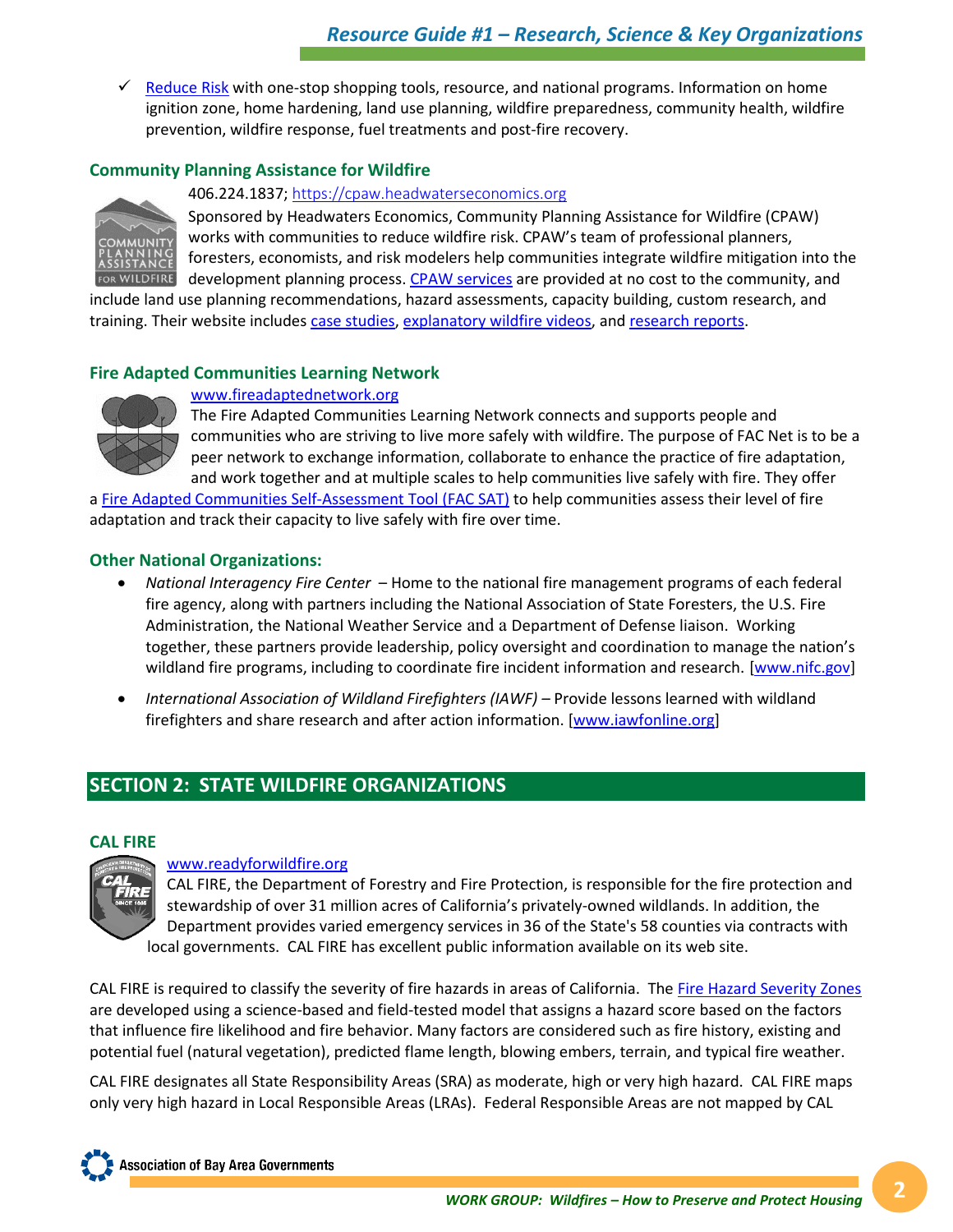✓ Reduce Risk with one-stop shopping tools, resource, and national programs. Information on home ignition zone, home hardening, land use planning, wildfire preparedness, community health, wildfire prevention, wildfire response, fuel treatments and post-fire recovery.

### Community Planning Assistance for Wildfire

406.224.1837; https://cpaw.headwaterseconomics.org

Sponsored by Headwaters Economics, Community Planning Assistance for Wildfire (CPAW) works with communities to reduce wildfire risk. CPAW's team of professional planners, foresters, economists, and risk modelers help communities integrate wildfire mitigation into the development planning process. CPAW services are provided at no cost to the community, and include land use planning recommendations, hazard assessments, capacity building, custom research, and training. Their website includes case studies, explanatory wildfire videos, and research reports.

### Fire Adapted Communities Learning Network

www.fireadaptednetwork.org

The Fire Adapted Communities Learning Network connects and supports people and communities who are striving to live more safely with wildfire. The purpose of FAC Net is to be a peer network to exchange information, collaborate to enhance the practice of fire adaptation, and work together and at multiple scales to help communities live safely with fire. They offer a Fire Adapted Communities Self-Assessment Tool (FAC SAT) to help communities assess their level of fire adaptation and track their capacity to live safely with fire over time.

### Other National Organizations:

- *National Interagency Fire Center* – Home to the national fire management programs of each federal fire agency, along with partners including the National Association of State Foresters, the U.S. Fire Administration, the National Weather Service and a Department of Defense liaison. Working together, these partners provide leadership, policy oversight and coordination to manage the nation's wildland fire programs, including to coordinate fire incident information and research. [www.nifc.gov]
- *International Association of Wildland Firefighters (IAWF)* – Provide lessons learned with wildland firefighters and share research and after action information. [www.iawfonline.org]

## SECTION 2: STATE WILDFIRE ORGANIZATIONS

### CAL FIRE

www.readyforwildfire.org

CAL FIRE, the Department of Forestry and Fire Protection, is responsible for the fire protection and stewardship of over 31 million acres of California's privately-owned wildlands. In addition, the Department provides varied emergency services in 36 of the State's 58 counties via contracts with local governments. CAL FIRE has excellent public information available on its web site.

CAL FIRE is required to classify the severity of fire hazards in areas of California. The Fire Hazard Severity Zones are developed using a science-based and field-tested model that assigns a hazard score based on the factors that influence fire likelihood and fire behavior. Many factors are considered such as fire history, existing and potential fuel (natural vegetation), predicted flame length, blowing embers, terrain, and typical fire weather.

CAL FIRE designates all State Responsibility Areas (SRA) as moderate, high or very high hazard. CAL FIRE maps only very high hazard in Local Responsible Areas (LRAs). Federal Responsible Areas are not mapped by CAL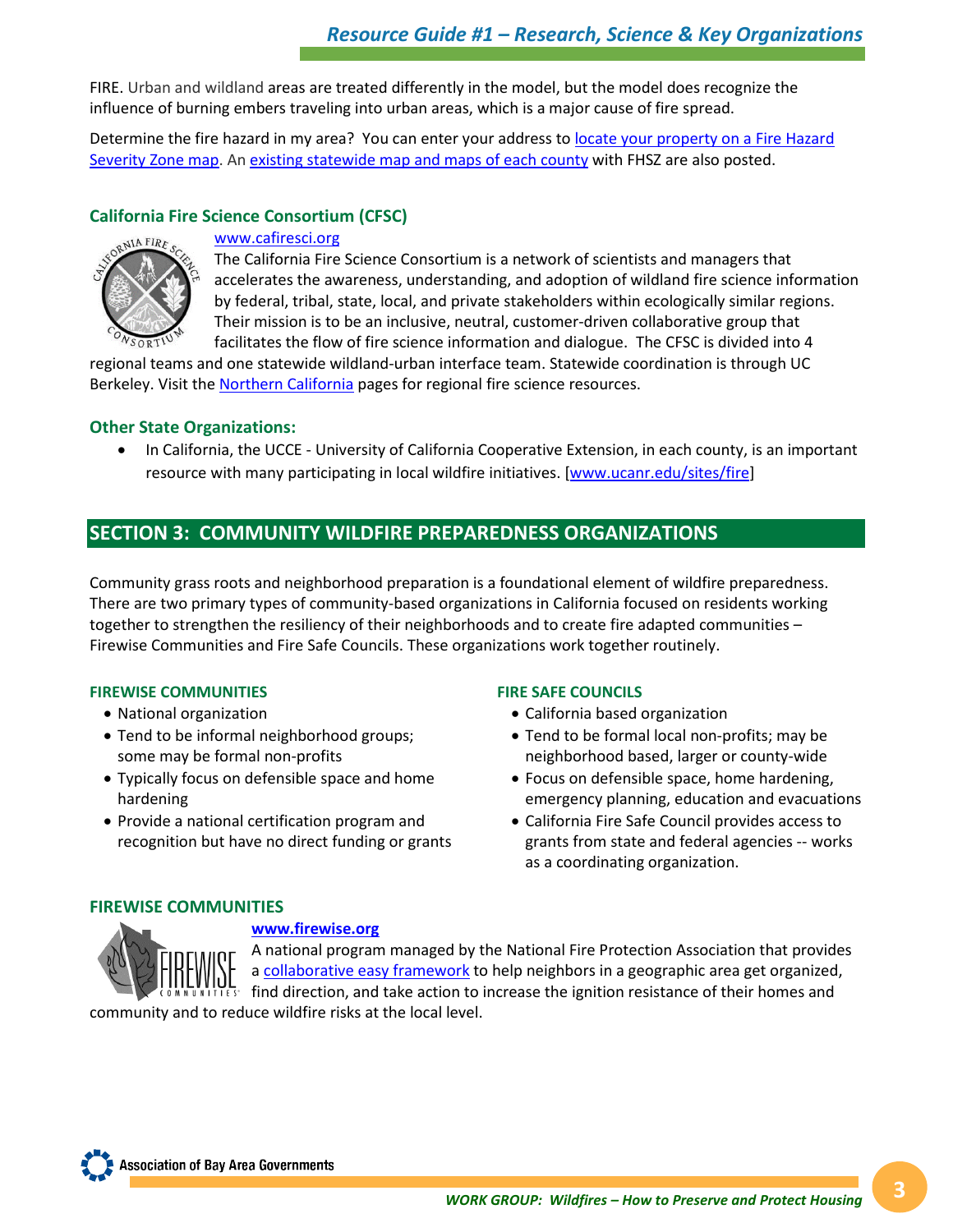FIRE. Urban and wildland areas are treated differently in the model, but the model does recognize the influence of burning embers traveling into urban areas, which is a major cause of fire spread.

Determine the fire hazard in my area? You can enter your address to locate your property on a Fire Hazard Severity Zone map. An existing statewide map and maps of each county with FHSZ are also posted.

### California Fire Science Consortium (CFSC)

www.cafiresci.org

The California Fire Science Consortium is a network of scientists and managers that accelerates the awareness, understanding, and adoption of wildland fire science information by federal, tribal, state, local, and private stakeholders within ecologically similar regions. Their mission is to be an inclusive, neutral, customer-driven collaborative group that facilitates the flow of fire science information and dialogue. The CFSC is divided into 4 regional teams and one statewide wildland-urban interface team. Statewide coordination is through UC Berkeley. Visit the Northern California pages for regional fire science resources.

### Other State Organizations:

- In California, the UCCE - University of California Cooperative Extension, in each county, is an important resource with many participating in local wildfire initiatives. [www.ucanr.edu/sites/fire]

## SECTION 3: COMMUNITY WILDFIRE PREPAREDNESS ORGANIZATIONS

Community grass roots and neighborhood preparation is a foundational element of wildfire preparedness. There are two primary types of community-based organizations in California focused on residents working together to strengthen the resiliency of their neighborhoods and to create fire adapted communities – Firewise Communities and Fire Safe Councils. These organizations work together routinely.

#### FIREWISE COMMUNITIES

- National organization
- Tend to be informal neighborhood groups; some may be formal non-profits
- Typically focus on defensible space and home hardening
- Provide a national certification program and recognition but have no direct funding or grants

#### FIRE SAFE COUNCILS

- California based organization
- Tend to be formal local non-profits; may be neighborhood based, larger or county-wide
- Focus on defensible space, home hardening, emergency planning, education and evacuations
- California Fire Safe Council provides access to grants from state and federal agencies -- works as a coordinating organization.

### FIREWISE COMMUNITIES

**www.firewise.org**

A national program managed by the National Fire Protection Association that provides a collaborative easy framework to help neighbors in a geographic area get organized, find direction, and take action to increase the ignition resistance of their homes and community and to reduce wildfire risks at the local level.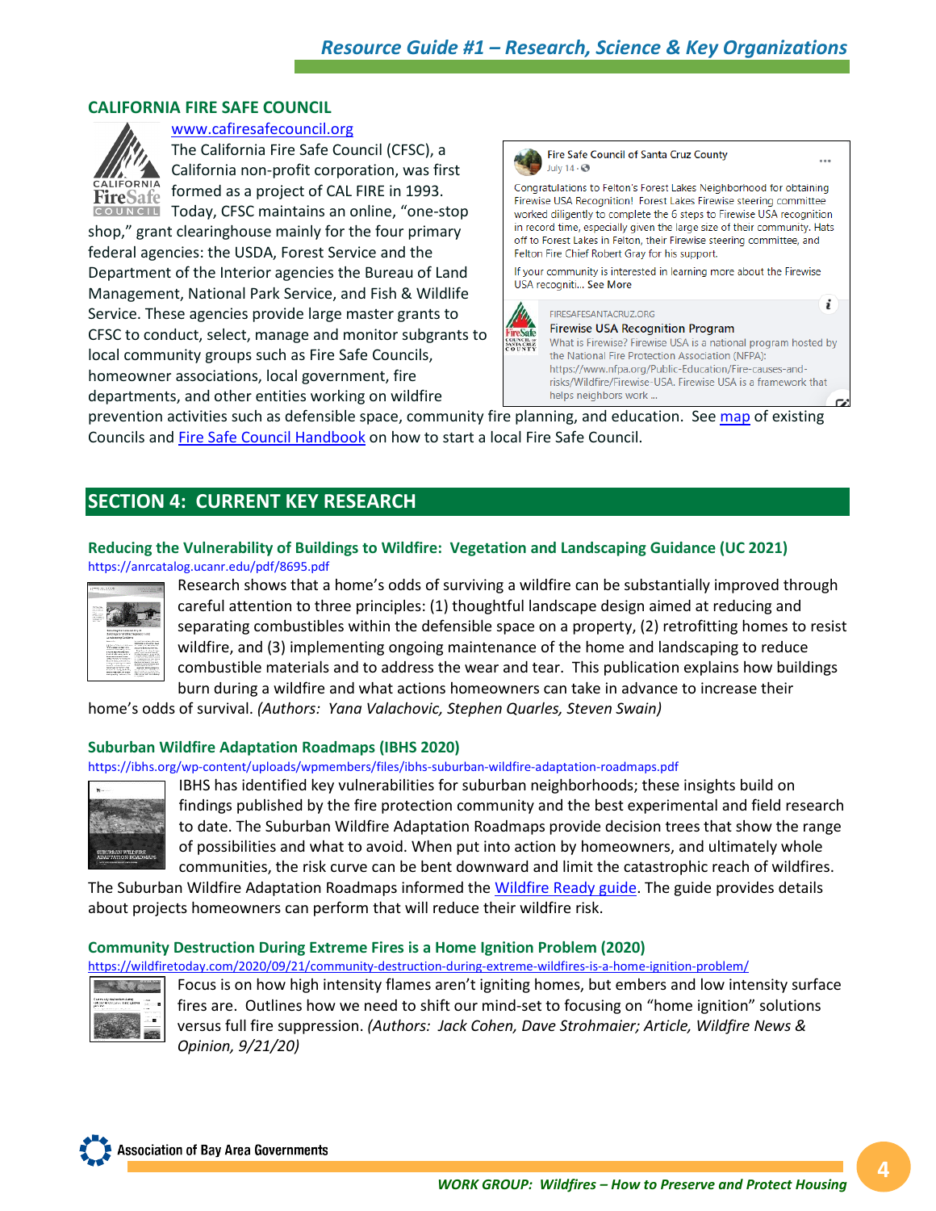## CALIFORNIA FIRE SAFE COUNCIL

www.cafiresafecouncil.org

The California Fire Safe Council (CFSC), a California non-profit corporation, was first formed as a project of CAL FIRE in 1993. Today, CFSC maintains an online, "one-stop shop," grant clearinghouse mainly for the four primary federal agencies: the USDA, Forest Service and the Department of the Interior agencies the Bureau of Land Management, National Park Service, and Fish & Wildlife Service. These agencies provide large master grants to CFSC to conduct, select, manage and monitor subgrants to local community groups such as Fire Safe Councils, homeowner associations, local government, fire departments, and other entities working on wildfire prevention activities such as defensible space, community fire planning, and education. See map of existing Councils and Fire Safe Council Handbook on how to start a local Fire Safe Council.

Fire Safe Council of Santa Cruz County
July 14 ·

Congratulations to Felton's Forest Lakes Neighborhood for obtaining Firewise USA Recognition! Forest Lakes Firewise steering committee worked diligently to complete the 6 steps to Firewise USA recognition in record time, especially given the large size of their community. Hats off to Forest Lakes in Felton, their Firewise steering committee, and Felton Fire Chief Robert Gray for his support.

If your community is interested in learning more about the Firewise USA recogniti... See More

FIRESAFESANTACRUZ.ORG
**Firewise USA Recognition Program**
What is Firewise? Firewise USA is a national program hosted by the National Fire Protection Association (NFPA): https://www.nfpa.org/Public-Education/Fire-causes-and-risks/Wildfire/Firewise-USA. Firewise USA is a framework that helps neighbors work ...

## SECTION 4: CURRENT KEY RESEARCH

### Reducing the Vulnerability of Buildings to Wildfire: Vegetation and Landscaping Guidance (UC 2021)

https://anrcatalog.ucanr.edu/pdf/8695.pdf

Research shows that a home's odds of surviving a wildfire can be substantially improved through careful attention to three principles: (1) thoughtful landscape design aimed at reducing and separating combustibles within the defensible space on a property, (2) retrofitting homes to resist wildfire, and (3) implementing ongoing maintenance of the home and landscaping to reduce combustible materials and to address the wear and tear. This publication explains how buildings burn during a wildfire and what actions homeowners can take in advance to increase their home's odds of survival. *(Authors: Yana Valachovic, Stephen Quarles, Steven Swain)*

### Suburban Wildfire Adaptation Roadmaps (IBHS 2020)

https://ibhs.org/wp-content/uploads/wpmembers/files/ibhs-suburban-wildfire-adaptation-roadmaps.pdf

IBHS has identified key vulnerabilities for suburban neighborhoods; these insights build on findings published by the fire protection community and the best experimental and field research to date. The Suburban Wildfire Adaptation Roadmaps provide decision trees that show the range of possibilities and what to avoid. When put into action by homeowners, and ultimately whole communities, the risk curve can be bent downward and limit the catastrophic reach of wildfires. The Suburban Wildfire Adaptation Roadmaps informed the Wildfire Ready guide. The guide provides details about projects homeowners can perform that will reduce their wildfire risk.

### Community Destruction During Extreme Fires is a Home Ignition Problem (2020)

https://wildfiretoday.com/2020/09/21/community-destruction-during-extreme-wildfires-is-a-home-ignition-problem/

Focus is on how high intensity flames aren't igniting homes, but embers and low intensity surface fires are. Outlines how we need to shift our mind-set to focusing on "home ignition" solutions versus full fire suppression. *(Authors: Jack Cohen, Dave Strohmaier; Article, Wildfire News & Opinion, 9/21/20)*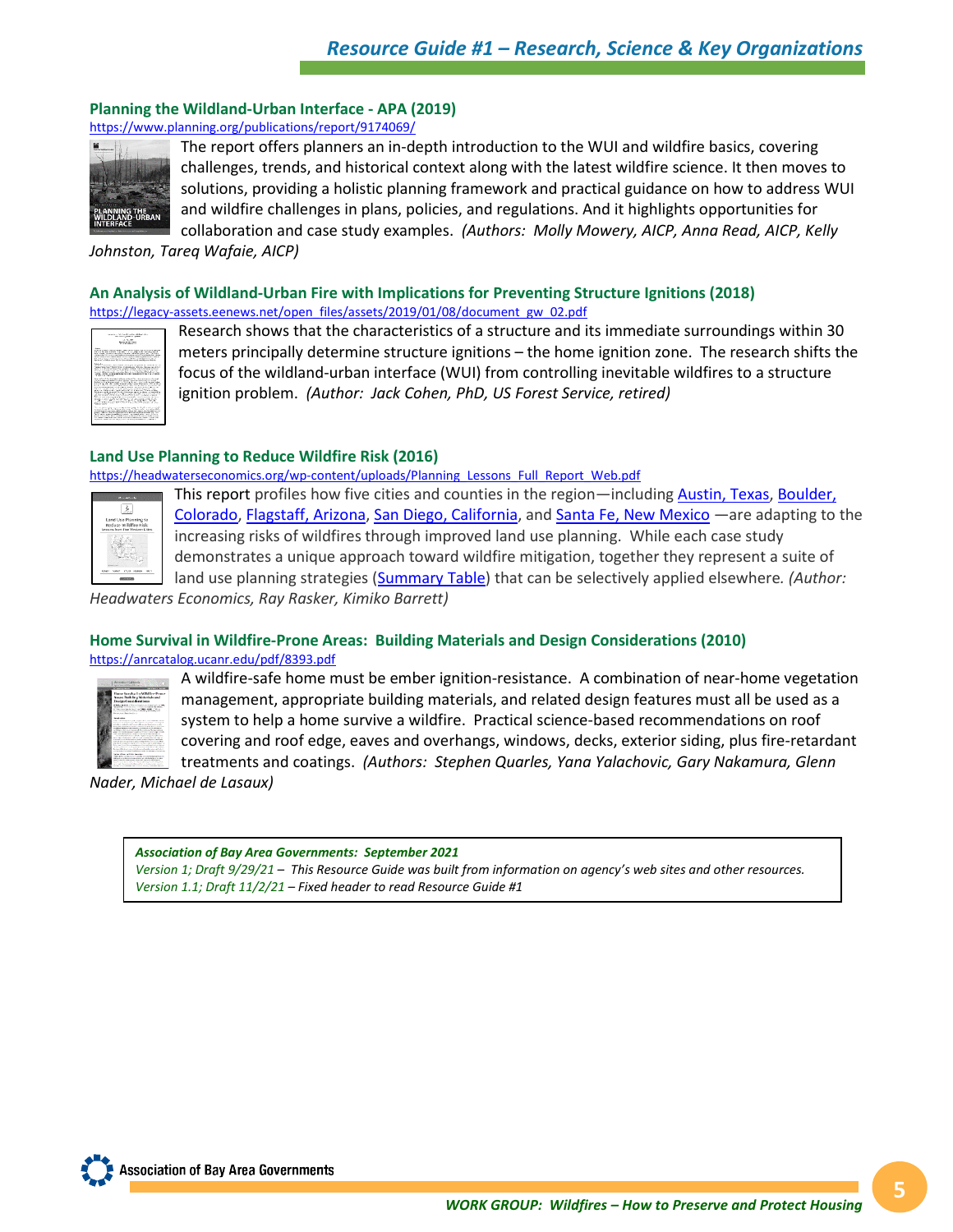### Planning the Wildland-Urban Interface - APA (2019)

https://www.planning.org/publications/report/9174069/

The report offers planners an in-depth introduction to the WUI and wildfire basics, covering challenges, trends, and historical context along with the latest wildfire science. It then moves to solutions, providing a holistic planning framework and practical guidance on how to address WUI and wildfire challenges in plans, policies, and regulations. And it highlights opportunities for collaboration and case study examples. *(Authors: Molly Mowery, AICP, Anna Read, AICP, Kelly Johnston, Tareq Wafaie, AICP)*

### An Analysis of Wildland-Urban Fire with Implications for Preventing Structure Ignitions (2018)

https://legacy-assets.eenews.net/open_files/assets/2019/01/08/document_gw_02.pdf

Research shows that the characteristics of a structure and its immediate surroundings within 30 meters principally determine structure ignitions – the home ignition zone. The research shifts the focus of the wildland-urban interface (WUI) from controlling inevitable wildfires to a structure ignition problem. *(Author: Jack Cohen, PhD, US Forest Service, retired)*

### Land Use Planning to Reduce Wildfire Risk (2016)

https://headwaterseconomics.org/wp-content/uploads/Planning_Lessons_Full_Report_Web.pdf

This report profiles how five cities and counties in the region—including Austin, Texas, Boulder, Colorado, Flagstaff, Arizona, San Diego, California, and Santa Fe, New Mexico —are adapting to the increasing risks of wildfires through improved land use planning. While each case study demonstrates a unique approach toward wildfire mitigation, together they represent a suite of land use planning strategies (Summary Table) that can be selectively applied elsewhere. *(Author: Headwaters Economics, Ray Rasker, Kimiko Barrett)*

### Home Survival in Wildfire-Prone Areas: Building Materials and Design Considerations (2010)

https://anrcatalog.ucanr.edu/pdf/8393.pdf

A wildfire-safe home must be ember ignition-resistance. A combination of near-home vegetation management, appropriate building materials, and related design features must all be used as a system to help a home survive a wildfire. Practical science-based recommendations on roof covering and roof edge, eaves and overhangs, windows, decks, exterior siding, plus fire-retardant treatments and coatings. *(Authors: Stephen Quarles, Yana Yalachovic, Gary Nakamura, Glenn Nader, Michael de Lasaux)*

***Association of Bay Area Governments: September 2021***
*Version 1; Draft 9/29/21 – This Resource Guide was built from information on agency's web sites and other resources.*
*Version 1.1; Draft 11/2/21 – Fixed header to read Resource Guide #1*